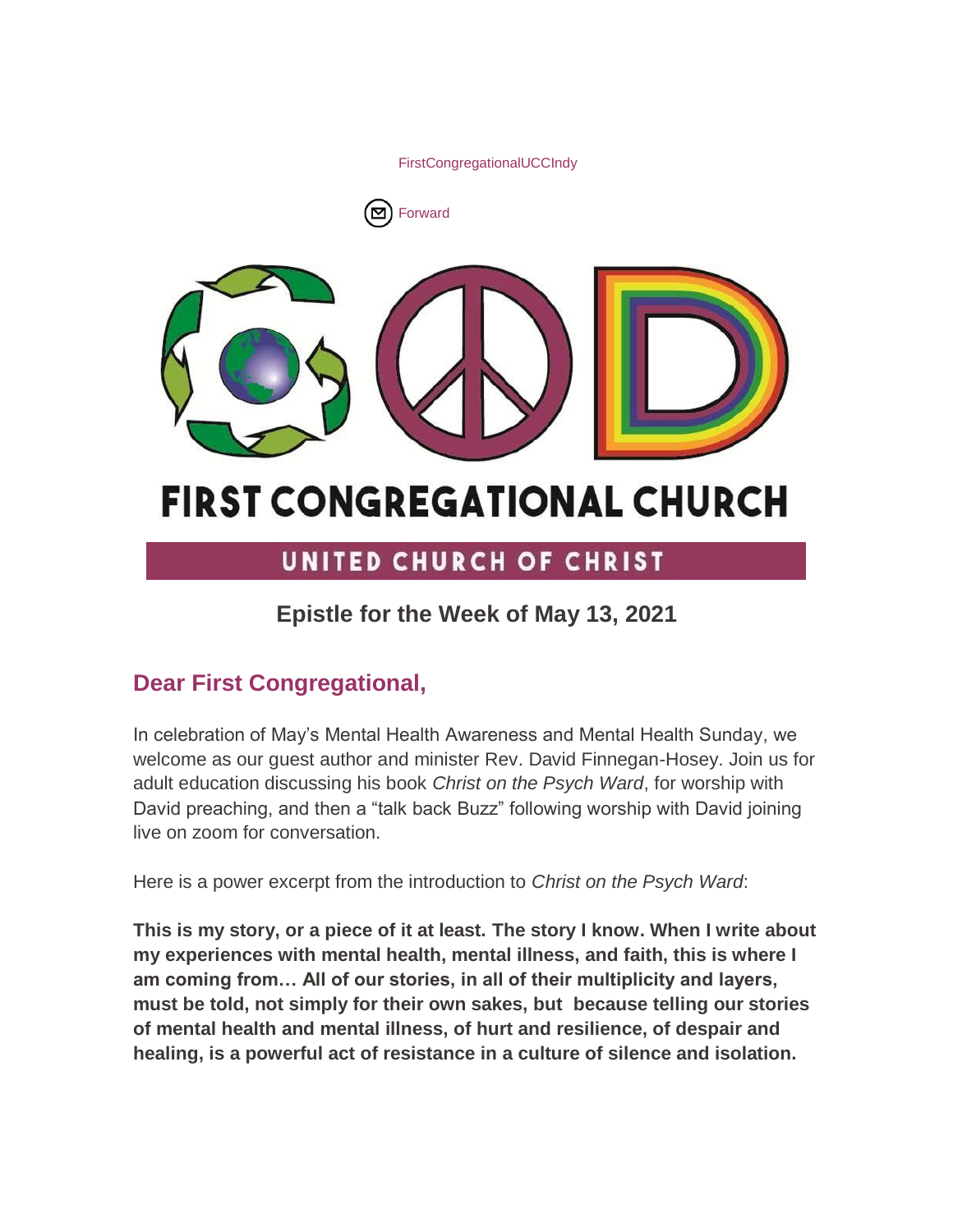FirstCongregationalUCCIndy

Forward

# FIRST CONGREGATIONAL CHURCH

## UNITED CHURCH OF CHRIST

### Epistle for the Week of May 13, 2021

## Dear First Congregational,

In celebration of May's Mental Health Awareness and Mental Health Sunday, we welcome as our guest author and minister Rev. David Finnegan-Hosey. Join us for adult education discussing his book *Christ on the Psych Ward*, for worship with David preaching, and then a "talk back Buzz" following worship with David joining live on zoom for conversation.

Here is a power excerpt from the introduction to *Christ on the Psych Ward*:

**This is my story, or a piece of it at least. The story I know. When I write about my experiences with mental health, mental illness, and faith, this is where I am coming from… All of our stories, in all of their multiplicity and layers, must be told, not simply for their own sakes, but because telling our stories of mental health and mental illness, of hurt and resilience, of despair and healing, is a powerful act of resistance in a culture of silence and isolation.**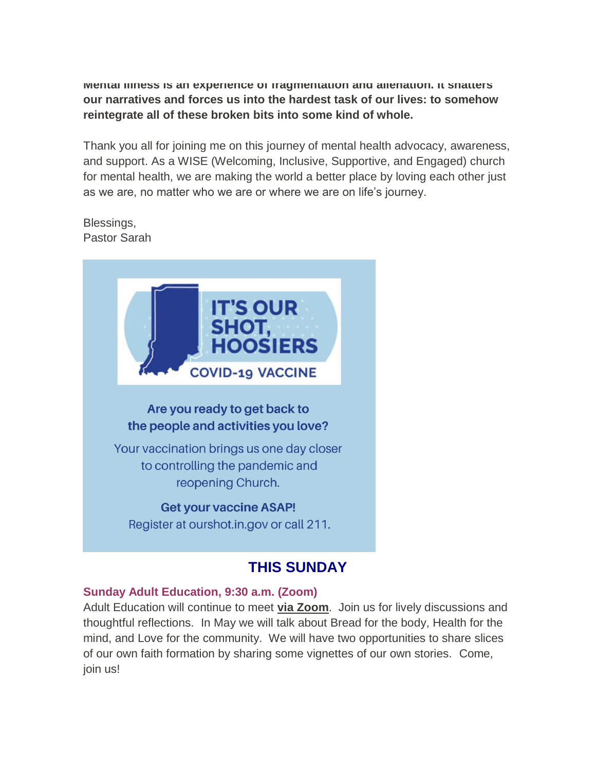**Mental illness is an experience of fragmentation and alienation. It shatters our narratives and forces us into the hardest task of our lives: to somehow reintegrate all of these broken bits into some kind of whole.**

Thank you all for joining me on this journey of mental health advocacy, awareness, and support. As a WISE (Welcoming, Inclusive, Supportive, and Engaged) church for mental health, we are making the world a better place by loving each other just as we are, no matter who we are or where we are on life's journey.

Blessings,
Pastor Sarah

**IT'S OUR SHOT, HOOSIERS**
**COVID-19 VACCINE**

**Are you ready to get back to the people and activities you love?**

Your vaccination brings us one day closer to controlling the pandemic and reopening Church.

**Get your vaccine ASAP!**
Register at ourshot.in.gov or call 211.

## THIS SUNDAY

### Sunday Adult Education, 9:30 a.m. (Zoom)

Adult Education will continue to meet **via Zoom**. Join us for lively discussions and thoughtful reflections. In May we will talk about Bread for the body, Health for the mind, and Love for the community. We will have two opportunities to share slices of our own faith formation by sharing some vignettes of our own stories. Come, join us!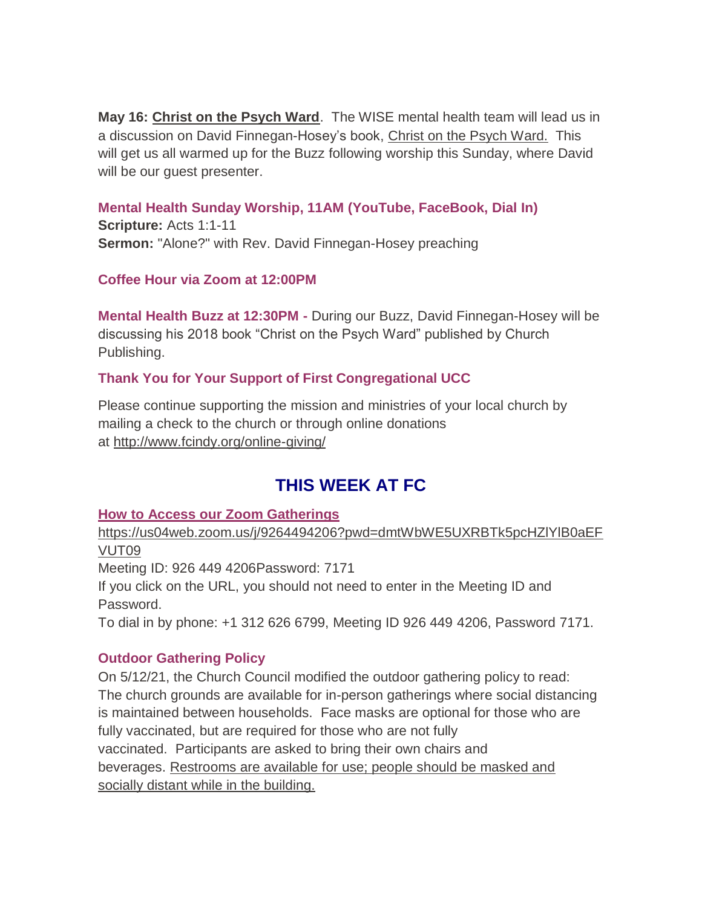**May 16: Christ on the Psych Ward**. The WISE mental health team will lead us in a discussion on David Finnegan-Hosey's book, Christ on the Psych Ward. This will get us all warmed up for the Buzz following worship this Sunday, where David will be our guest presenter.

**Mental Health Sunday Worship, 11AM (YouTube, FaceBook, Dial In)**
**Scripture:** Acts 1:1-11
**Sermon:** "Alone?" with Rev. David Finnegan-Hosey preaching

**Coffee Hour via Zoom at 12:00PM**

**Mental Health Buzz at 12:30PM -** During our Buzz, David Finnegan-Hosey will be discussing his 2018 book "Christ on the Psych Ward" published by Church Publishing.

**Thank You for Your Support of First Congregational UCC**

Please continue supporting the mission and ministries of your local church by mailing a check to the church or through online donations at http://www.fcindy.org/online-giving/

## THIS WEEK AT FC

**How to Access our Zoom Gatherings**
https://us04web.zoom.us/j/9264494206?pwd=dmtWbWE5UXRBTk5pcHZlYlB0aEFVUT09
Meeting ID: 926 449 4206Password: 7171
If you click on the URL, you should not need to enter in the Meeting ID and Password.
To dial in by phone: +1 312 626 6799, Meeting ID 926 449 4206, Password 7171.

**Outdoor Gathering Policy**
On 5/12/21, the Church Council modified the outdoor gathering policy to read: The church grounds are available for in-person gatherings where social distancing is maintained between households. Face masks are optional for those who are fully vaccinated, but are required for those who are not fully vaccinated. Participants are asked to bring their own chairs and beverages. Restrooms are available for use; people should be masked and socially distant while in the building.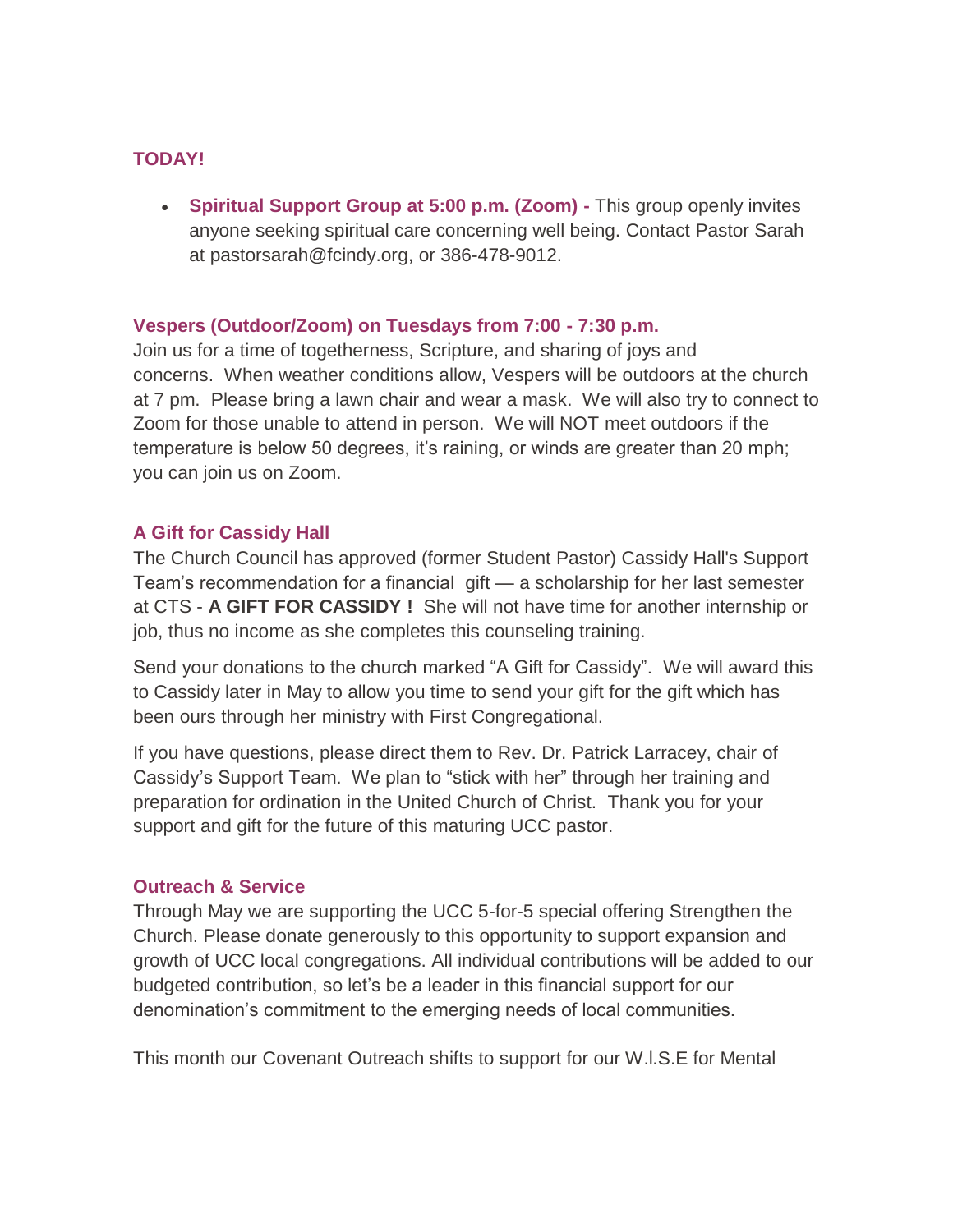### TODAY!

- **Spiritual Support Group at 5:00 p.m. (Zoom) -** This group openly invites anyone seeking spiritual care concerning well being. Contact Pastor Sarah at pastorsarah@fcindy.org, or 386-478-9012.

### Vespers (Outdoor/Zoom) on Tuesdays from 7:00 - 7:30 p.m.

Join us for a time of togetherness, Scripture, and sharing of joys and concerns. When weather conditions allow, Vespers will be outdoors at the church at 7 pm. Please bring a lawn chair and wear a mask. We will also try to connect to Zoom for those unable to attend in person. We will NOT meet outdoors if the temperature is below 50 degrees, it's raining, or winds are greater than 20 mph; you can join us on Zoom.

### A Gift for Cassidy Hall

The Church Council has approved (former Student Pastor) Cassidy Hall's Support Team's recommendation for a financial gift — a scholarship for her last semester at CTS - **A GIFT FOR CASSIDY !** She will not have time for another internship or job, thus no income as she completes this counseling training.

Send your donations to the church marked "A Gift for Cassidy". We will award this to Cassidy later in May to allow you time to send your gift for the gift which has been ours through her ministry with First Congregational.

If you have questions, please direct them to Rev. Dr. Patrick Larracey, chair of Cassidy's Support Team. We plan to "stick with her" through her training and preparation for ordination in the United Church of Christ. Thank you for your support and gift for the future of this maturing UCC pastor.

### Outreach & Service

Through May we are supporting the UCC 5-for-5 special offering Strengthen the Church. Please donate generously to this opportunity to support expansion and growth of UCC local congregations. All individual contributions will be added to our budgeted contribution, so let's be a leader in this financial support for our denomination's commitment to the emerging needs of local communities.

This month our Covenant Outreach shifts to support for our W.I.S.E for Mental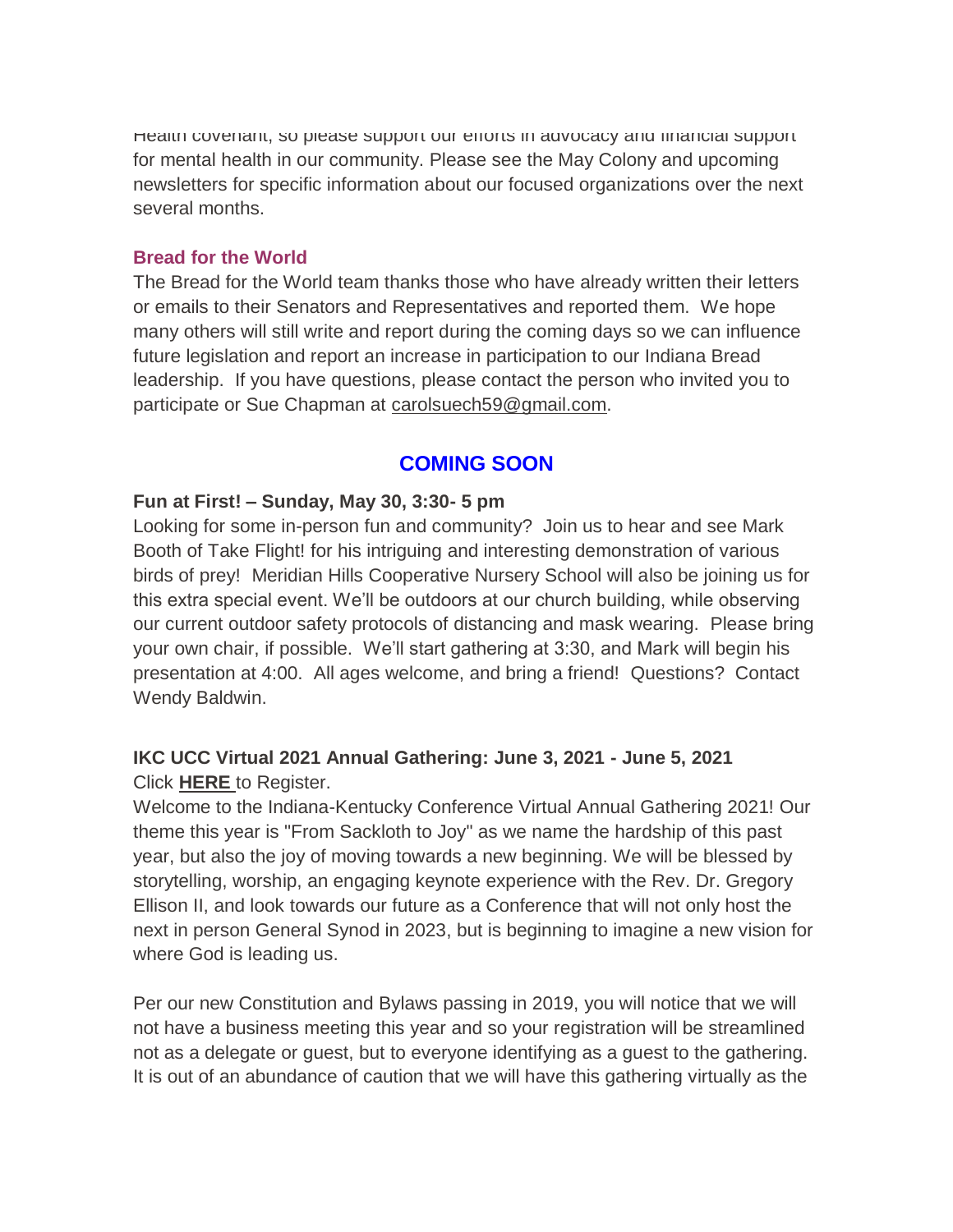Health covenant, so please support our efforts in advocacy and financial support for mental health in our community. Please see the May Colony and upcoming newsletters for specific information about our focused organizations over the next several months.

**Bread for the World**

The Bread for the World team thanks those who have already written their letters or emails to their Senators and Representatives and reported them. We hope many others will still write and report during the coming days so we can influence future legislation and report an increase in participation to our Indiana Bread leadership. If you have questions, please contact the person who invited you to participate or Sue Chapman at carolsuech59@gmail.com.

## COMING SOON

**Fun at First! – Sunday, May 30, 3:30- 5 pm**

Looking for some in-person fun and community? Join us to hear and see Mark Booth of Take Flight! for his intriguing and interesting demonstration of various birds of prey! Meridian Hills Cooperative Nursery School will also be joining us for this extra special event. We'll be outdoors at our church building, while observing our current outdoor safety protocols of distancing and mask wearing. Please bring your own chair, if possible. We'll start gathering at 3:30, and Mark will begin his presentation at 4:00. All ages welcome, and bring a friend! Questions? Contact Wendy Baldwin.

**IKC UCC Virtual 2021 Annual Gathering: June 3, 2021 - June 5, 2021**

Click **HERE** to Register.

Welcome to the Indiana-Kentucky Conference Virtual Annual Gathering 2021! Our theme this year is "From Sackloth to Joy" as we name the hardship of this past year, but also the joy of moving towards a new beginning. We will be blessed by storytelling, worship, an engaging keynote experience with the Rev. Dr. Gregory Ellison II, and look towards our future as a Conference that will not only host the next in person General Synod in 2023, but is beginning to imagine a new vision for where God is leading us.

Per our new Constitution and Bylaws passing in 2019, you will notice that we will not have a business meeting this year and so your registration will be streamlined not as a delegate or guest, but to everyone identifying as a guest to the gathering. It is out of an abundance of caution that we will have this gathering virtually as the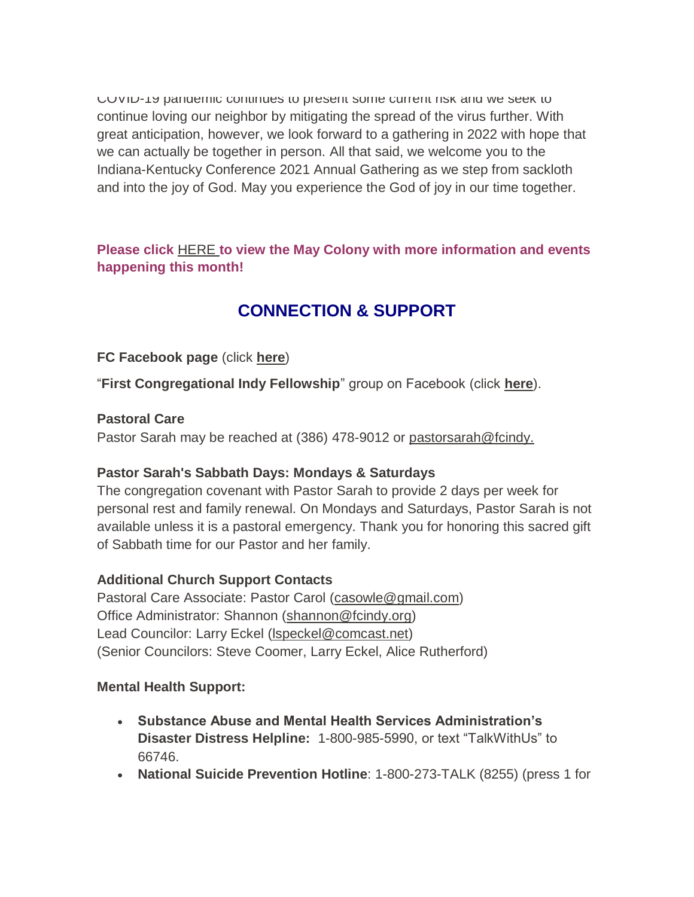COVID-19 pandemic continues to present some current risk and we seek to continue loving our neighbor by mitigating the spread of the virus further. With great anticipation, however, we look forward to a gathering in 2022 with hope that we can actually be together in person. All that said, we welcome you to the Indiana-Kentucky Conference 2021 Annual Gathering as we step from sackloth and into the joy of God. May you experience the God of joy in our time together.

**Please click HERE to view the May Colony with more information and events happening this month!**

## CONNECTION & SUPPORT

**FC Facebook page** (click **here**)

"**First Congregational Indy Fellowship**" group on Facebook (click **here**).

**Pastoral Care**
Pastor Sarah may be reached at (386) 478-9012 or pastorsarah@fcindy.

**Pastor Sarah's Sabbath Days: Mondays & Saturdays**
The congregation covenant with Pastor Sarah to provide 2 days per week for personal rest and family renewal. On Mondays and Saturdays, Pastor Sarah is not available unless it is a pastoral emergency. Thank you for honoring this sacred gift of Sabbath time for our Pastor and her family.

**Additional Church Support Contacts**
Pastoral Care Associate: Pastor Carol (casowle@gmail.com)
Office Administrator: Shannon (shannon@fcindy.org)
Lead Councilor: Larry Eckel (lspeckel@comcast.net)
(Senior Councilors: Steve Coomer, Larry Eckel, Alice Rutherford)

**Mental Health Support:**

- **Substance Abuse and Mental Health Services Administration's Disaster Distress Helpline:** 1-800-985-5990, or text "TalkWithUs" to 66746.
- **National Suicide Prevention Hotline**: 1-800-273-TALK (8255) (press 1 for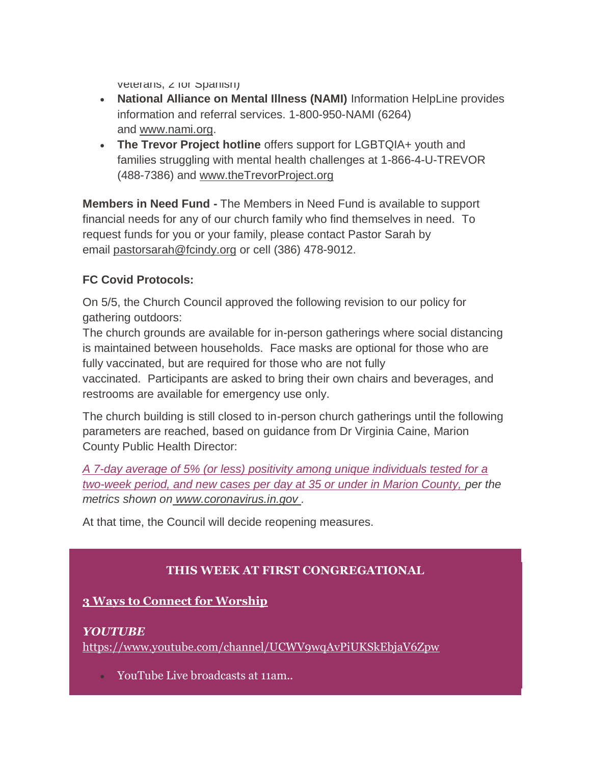veterans, 2 for Spanish)

- **National Alliance on Mental Illness (NAMI)** Information HelpLine provides information and referral services. 1-800-950-NAMI (6264) and www.nami.org.
- **The Trevor Project hotline** offers support for LGBTQIA+ youth and families struggling with mental health challenges at 1-866-4-U-TREVOR (488-7386) and www.theTrevorProject.org

**Members in Need Fund -** The Members in Need Fund is available to support financial needs for any of our church family who find themselves in need. To request funds for you or your family, please contact Pastor Sarah by email pastorsarah@fcindy.org or cell (386) 478-9012.

**FC Covid Protocols:**

On 5/5, the Church Council approved the following revision to our policy for gathering outdoors:
The church grounds are available for in-person gatherings where social distancing is maintained between households. Face masks are optional for those who are fully vaccinated, but are required for those who are not fully vaccinated. Participants are asked to bring their own chairs and beverages, and restrooms are available for emergency use only.

The church building is still closed to in-person church gatherings until the following parameters are reached, based on guidance from Dr Virginia Caine, Marion County Public Health Director:

*A 7-day average of 5% (or less) positivity among unique individuals tested for a two-week period, and new cases per day at 35 or under in Marion County, per the metrics shown on www.coronavirus.in.gov .*

At that time, the Council will decide reopening measures.

**THIS WEEK AT FIRST CONGREGATIONAL**

**3 Ways to Connect for Worship**

***YOUTUBE***
https://www.youtube.com/channel/UCWV9wqAvPiUKSkEbjaV6Zpw

- YouTube Live broadcasts at 11am..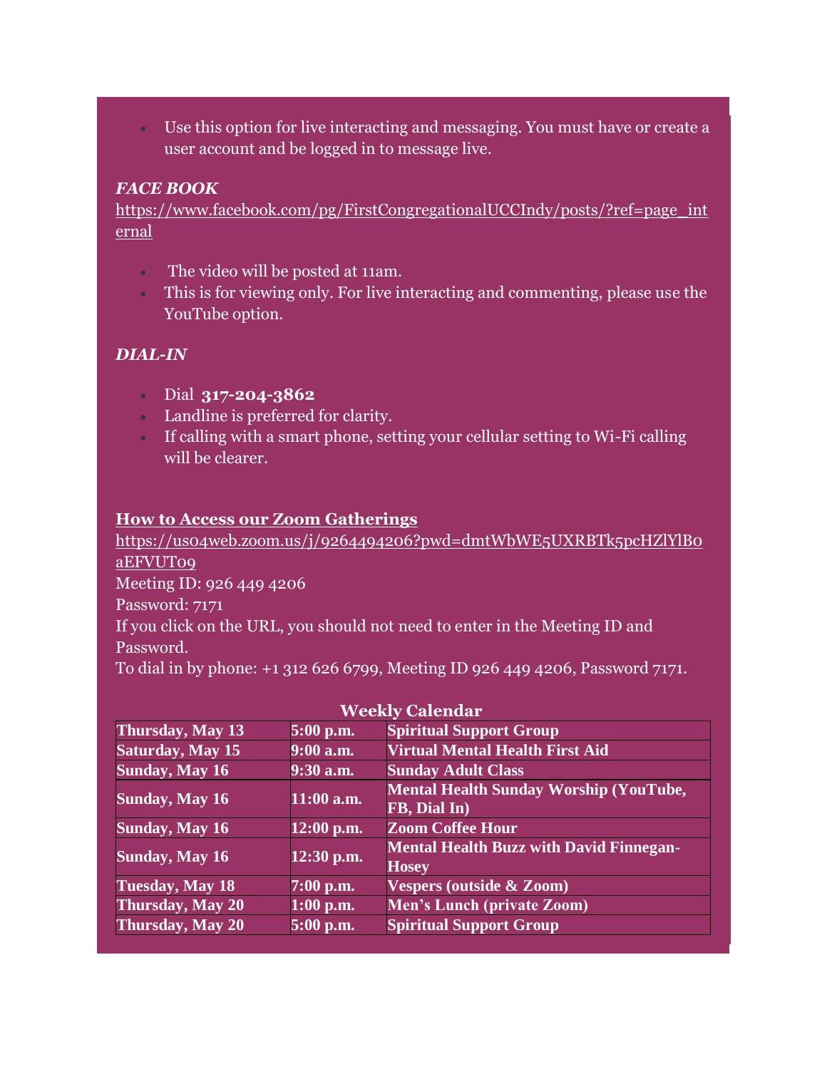- Use this option for live interacting and messaging. You must have or create a user account and be logged in to message live.

***FACE BOOK***

https://www.facebook.com/pg/FirstCongregationalUCCIndy/posts/?ref=page_internal

- The video will be posted at 11am.
- This is for viewing only. For live interacting and commenting, please use the YouTube option.

***DIAL-IN***

- Dial **317-204-3862**
- Landline is preferred for clarity.
- If calling with a smart phone, setting your cellular setting to Wi-Fi calling will be clearer.

**How to Access our Zoom Gatherings**

https://us04web.zoom.us/j/9264494206?pwd=dmtWbWE5UXRBTk5pcHZlYlB0aEFVUT09

Meeting ID: 926 449 4206

Password: 7171

If you click on the URL, you should not need to enter in the Meeting ID and Password.

To dial in by phone: +1 312 626 6799, Meeting ID 926 449 4206, Password 7171.

**Weekly Calendar**

| | | |
|---|---|---|
| **Thursday, May 13** | **5:00 p.m.** | **Spiritual Support Group** |
| **Saturday, May 15** | **9:00 a.m.** | **Virtual Mental Health First Aid** |
| **Sunday, May 16** | **9:30 a.m.** | **Sunday Adult Class** |
| **Sunday, May 16** | **11:00 a.m.** | **Mental Health Sunday Worship (YouTube, FB, Dial In)** |
| **Sunday, May 16** | **12:00 p.m.** | **Zoom Coffee Hour** |
| **Sunday, May 16** | **12:30 p.m.** | **Mental Health Buzz with David Finnegan-Hosey** |
| **Tuesday, May 18** | **7:00 p.m.** | **Vespers (outside & Zoom)** |
| **Thursday, May 20** | **1:00 p.m.** | **Men's Lunch (private Zoom)** |
| **Thursday, May 20** | **5:00 p.m.** | **Spiritual Support Group** |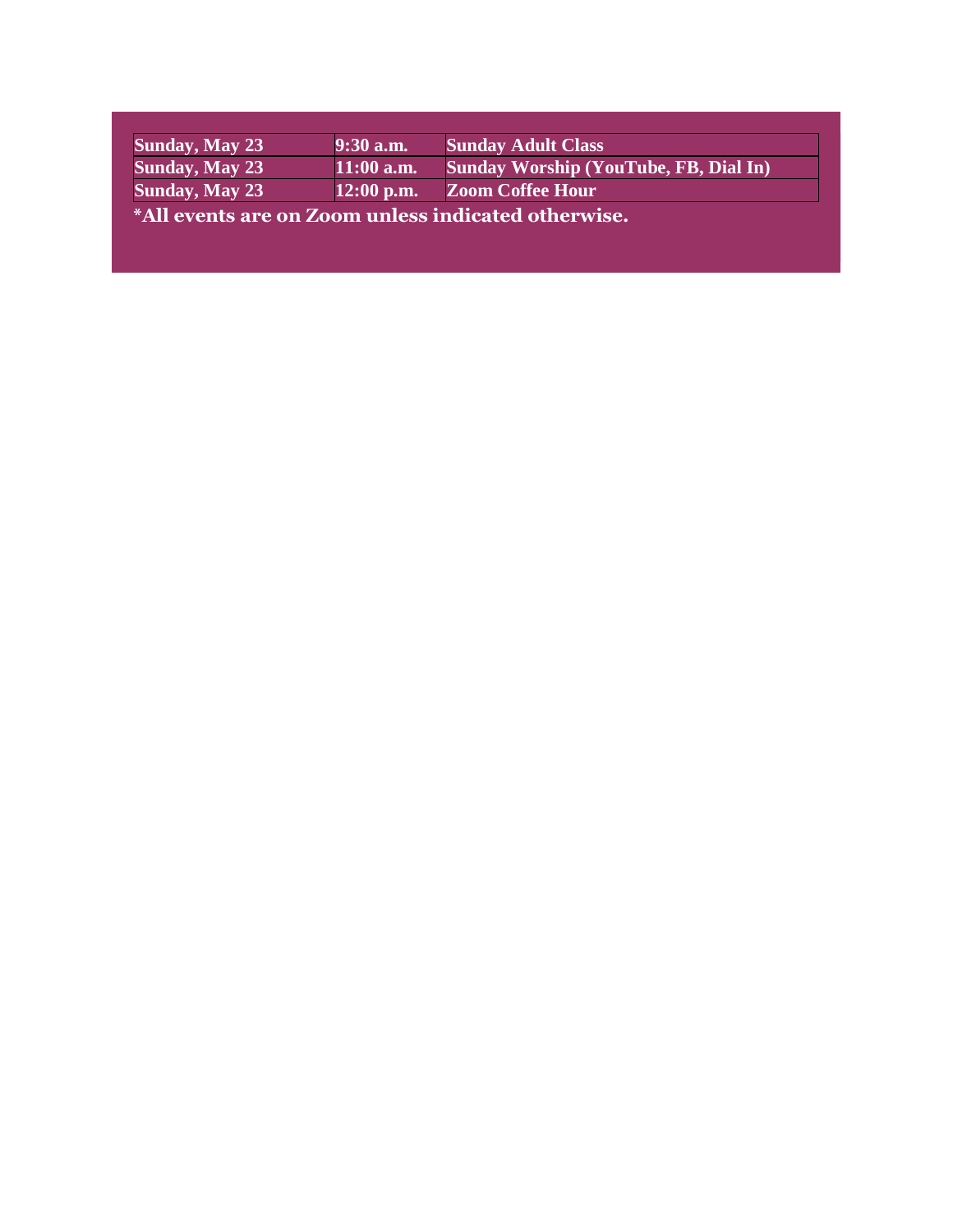| | | |
|---|---|---|
| **Sunday, May 23** | **9:30 a.m.** | **Sunday Adult Class** |
| **Sunday, May 23** | **11:00 a.m.** | **Sunday Worship (YouTube, FB, Dial In)** |
| **Sunday, May 23** | **12:00 p.m.** | **Zoom Coffee Hour** |

**\*All events are on Zoom unless indicated otherwise.**